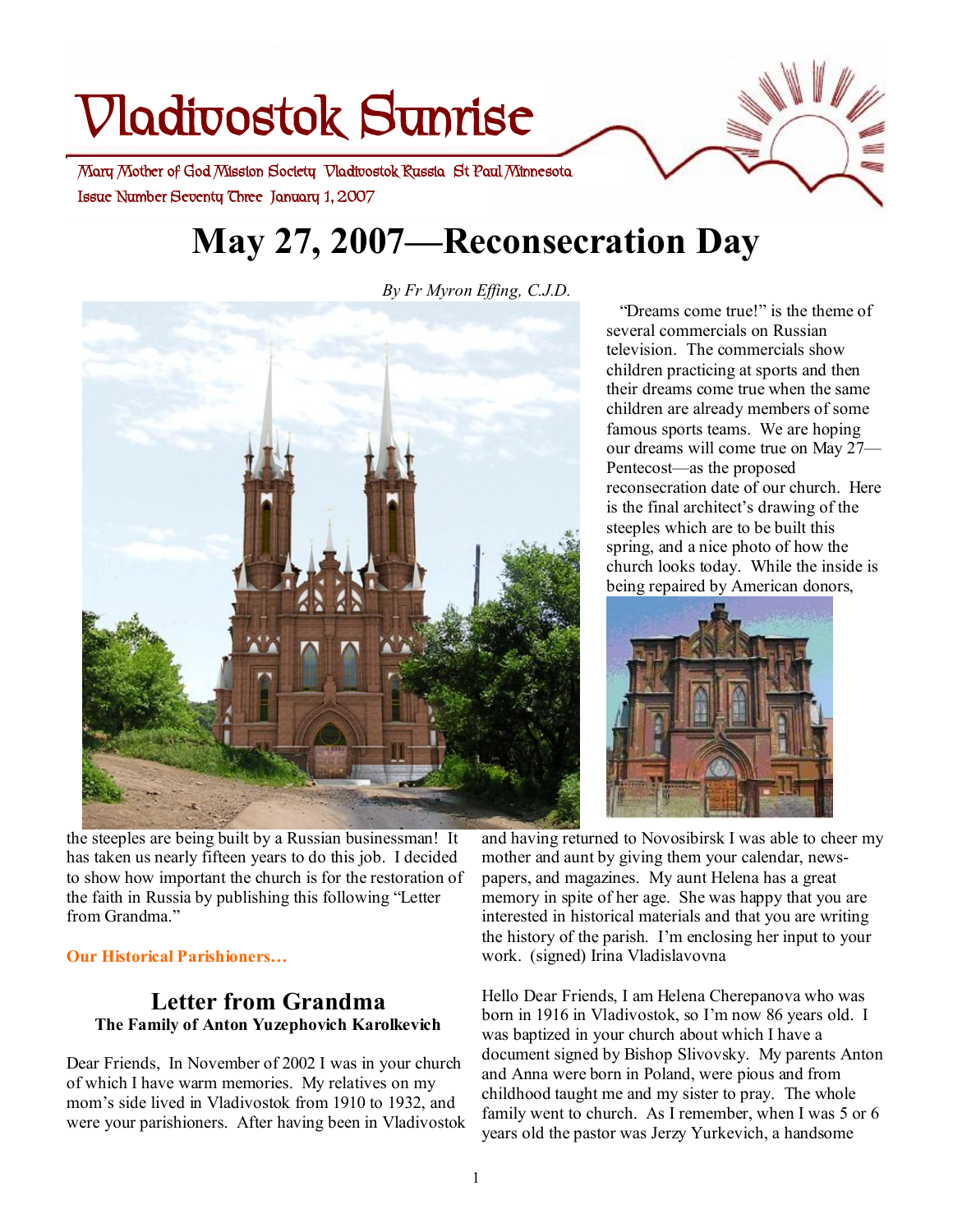// Vladivostok Sunrise

Mary Mother of God Mission Society Vladivostok Russia St Paul Minnesota

Issue Number Seventy Three January 1, 2007

# May 27, 2007—Reconsecration Day

*By Fr Myron Effing, C.J.D.*

"Dreams come true!" is the theme of several commercials on Russian television. The commercials show children practicing at sports and then their dreams come true when the same children are already members of some famous sports teams. We are hoping our dreams will come true on May 27—Pentecost—as the proposed reconsecration date of our church. Here is the final architect's drawing of the steeples which are to be built this spring, and a nice photo of how the church looks today. While the inside is being repaired by American donors, the steeples are being built by a Russian businessman! It has taken us nearly fifteen years to do this job. I decided to show how important the church is for the restoration of the faith in Russia by publishing this following "Letter from Grandma."

**Our Historical Parishioners…**

## Letter from Grandma

**The Family of Anton Yuzephovich Karolkevich**

Dear Friends, In November of 2002 I was in your church of which I have warm memories. My relatives on my mom's side lived in Vladivostok from 1910 to 1932, and were your parishioners. After having been in Vladivostok and having returned to Novosibirsk I was able to cheer my mother and aunt by giving them your calendar, news-papers, and magazines. My aunt Helena has a great memory in spite of her age. She was happy that you are interested in historical materials and that you are writing the history of the parish. I'm enclosing her input to your work. (signed) Irina Vladislavovna

Hello Dear Friends, I am Helena Cherepanova who was born in 1916 in Vladivostok, so I'm now 86 years old. I was baptized in your church about which I have a document signed by Bishop Slivovsky. My parents Anton and Anna were born in Poland, were pious and from childhood taught me and my sister to pray. The whole family went to church. As I remember, when I was 5 or 6 years old the pastor was Jerzy Yurkevich, a handsome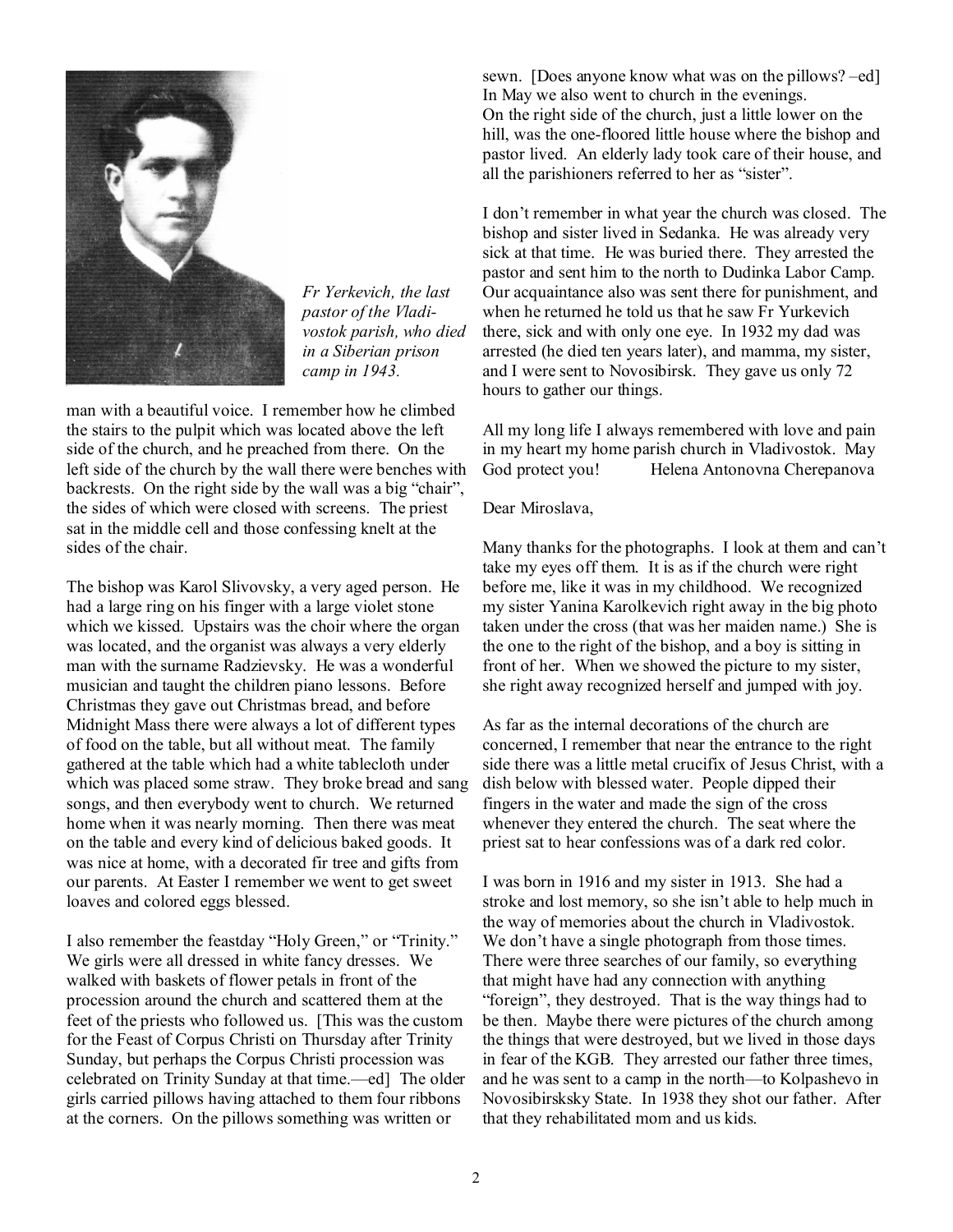*Fr Yerkevich, the last pastor of the Vladivostok parish, who died in a Siberian prison camp in 1943.*

man with a beautiful voice. I remember how he climbed the stairs to the pulpit which was located above the left side of the church, and he preached from there. On the left side of the church by the wall there were benches with backrests. On the right side by the wall was a big "chair", the sides of which were closed with screens. The priest sat in the middle cell and those confessing knelt at the sides of the chair.

The bishop was Karol Slivovsky, a very aged person. He had a large ring on his finger with a large violet stone which we kissed. Upstairs was the choir where the organ was located, and the organist was always a very elderly man with the surname Radzievsky. He was a wonderful musician and taught the children piano lessons. Before Christmas they gave out Christmas bread, and before Midnight Mass there were always a lot of different types of food on the table, but all without meat. The family gathered at the table which had a white tablecloth under which was placed some straw. They broke bread and sang songs, and then everybody went to church. We returned home when it was nearly morning. Then there was meat on the table and every kind of delicious baked goods. It was nice at home, with a decorated fir tree and gifts from our parents. At Easter I remember we went to get sweet loaves and colored eggs blessed.

I also remember the feastday "Holy Green," or "Trinity." We girls were all dressed in white fancy dresses. We walked with baskets of flower petals in front of the procession around the church and scattered them at the feet of the priests who followed us. [This was the custom for the Feast of Corpus Christi on Thursday after Trinity Sunday, but perhaps the Corpus Christi procession was celebrated on Trinity Sunday at that time.—ed] The older girls carried pillows having attached to them four ribbons at the corners. On the pillows something was written or sewn. [Does anyone know what was on the pillows? –ed] In May we also went to church in the evenings.
On the right side of the church, just a little lower on the hill, was the one-floored little house where the bishop and pastor lived. An elderly lady took care of their house, and all the parishioners referred to her as "sister".

I don't remember in what year the church was closed. The bishop and sister lived in Sedanka. He was already very sick at that time. He was buried there. They arrested the pastor and sent him to the north to Dudinka Labor Camp. Our acquaintance also was sent there for punishment, and when he returned he told us that he saw Fr Yurkevich there, sick and with only one eye. In 1932 my dad was arrested (he died ten years later), and mamma, my sister, and I were sent to Novosibirsk. They gave us only 72 hours to gather our things.

All my long life I always remembered with love and pain in my heart my home parish church in Vladivostok. May God protect you! Helena Antonovna Cherepanova

Dear Miroslava,

Many thanks for the photographs. I look at them and can't take my eyes off them. It is as if the church were right before me, like it was in my childhood. We recognized my sister Yanina Karolkevich right away in the big photo taken under the cross (that was her maiden name.) She is the one to the right of the bishop, and a boy is sitting in front of her. When we showed the picture to my sister, she right away recognized herself and jumped with joy.

As far as the internal decorations of the church are concerned, I remember that near the entrance to the right side there was a little metal crucifix of Jesus Christ, with a dish below with blessed water. People dipped their fingers in the water and made the sign of the cross whenever they entered the church. The seat where the priest sat to hear confessions was of a dark red color.

I was born in 1916 and my sister in 1913. She had a stroke and lost memory, so she isn't able to help much in the way of memories about the church in Vladivostok. We don't have a single photograph from those times. There were three searches of our family, so everything that might have had any connection with anything "foreign", they destroyed. That is the way things had to be then. Maybe there were pictures of the church among the things that were destroyed, but we lived in those days in fear of the KGB. They arrested our father three times, and he was sent to a camp in the north—to Kolpashevo in Novosibirsksky State. In 1938 they shot our father. After that they rehabilitated mom and us kids.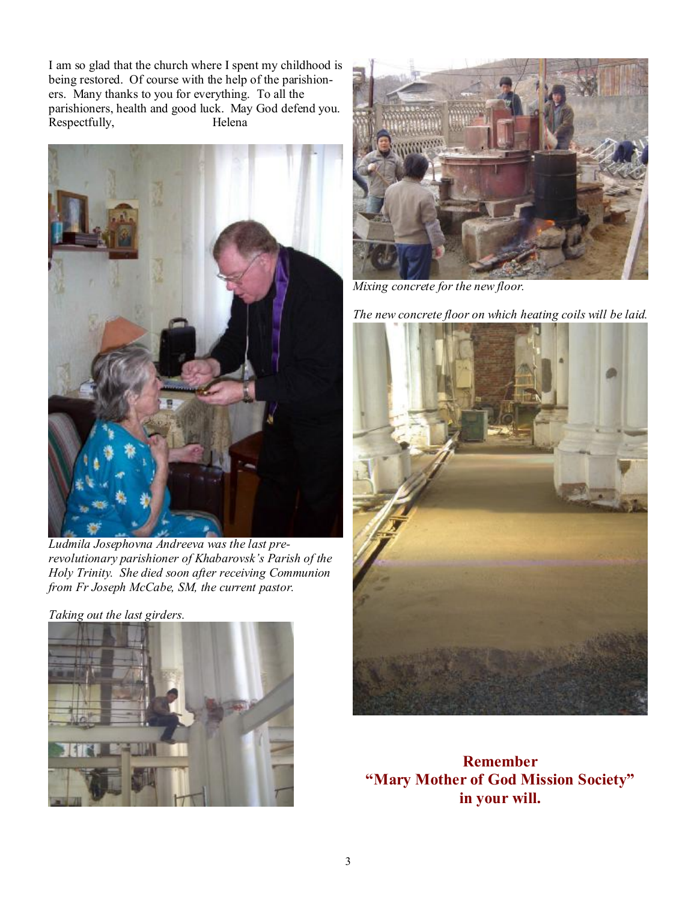I am so glad that the church where I spent my childhood is being restored. Of course with the help of the parishioners. Many thanks to you for everything. To all the parishioners, health and good luck. May God defend you.
Respectfully, Helena

*Ludmila Josephovna Andreeva was the last pre-revolutionary parishioner of Khabarovsk's Parish of the Holy Trinity. She died soon after receiving Communion from Fr Joseph McCabe, SM, the current pastor.*

*Taking out the last girders.*

*Mixing concrete for the new floor.*

*The new concrete floor on which heating coils will be laid.*

**Remember**
**"Mary Mother of God Mission Society"**
**in your will.**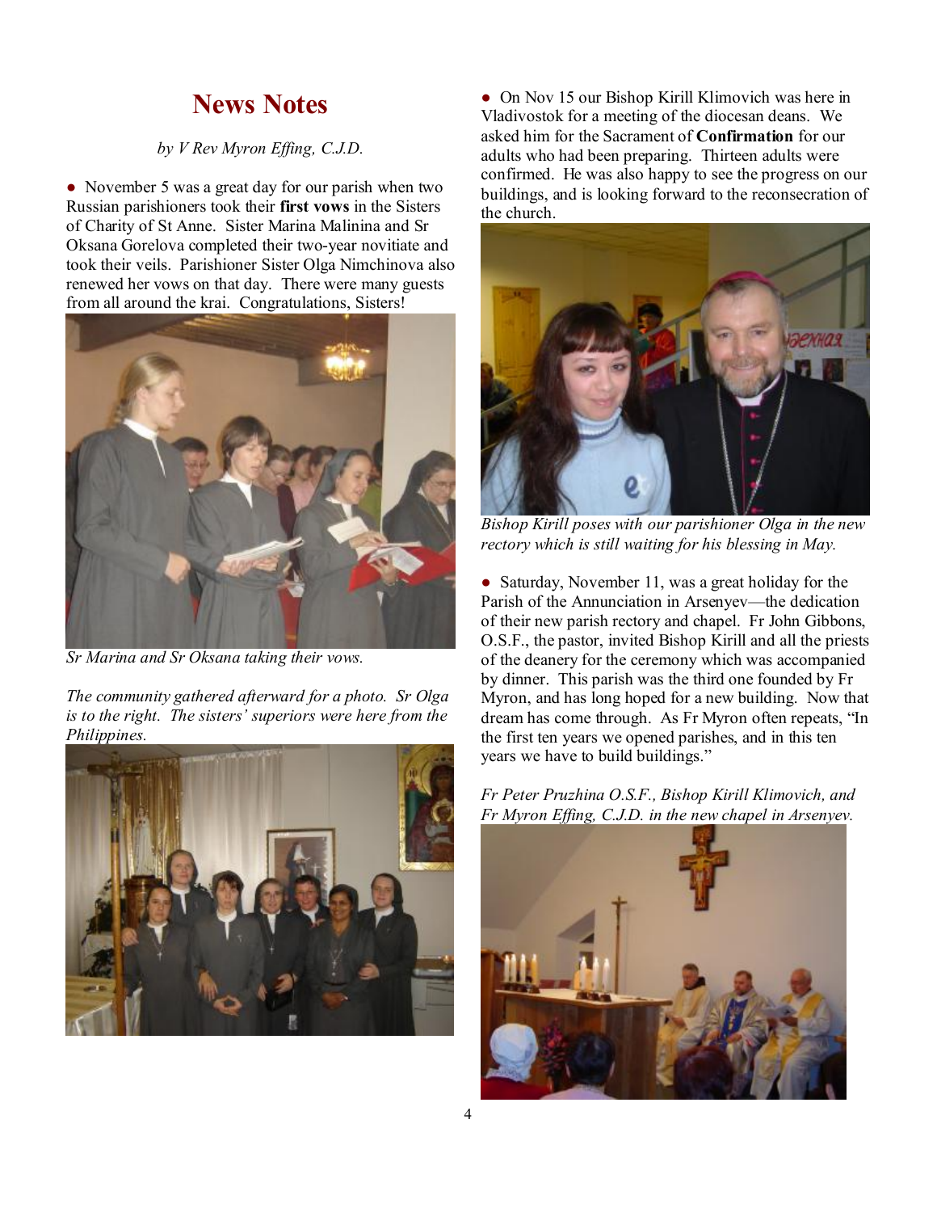# News Notes

*by V Rev Myron Effing, C.J.D.*

- November 5 was a great day for our parish when two Russian parishioners took their **first vows** in the Sisters of Charity of St Anne. Sister Marina Malinina and Sr Oksana Gorelova completed their two-year novitiate and took their veils. Parishioner Sister Olga Nimchinova also renewed her vows on that day. There were many guests from all around the krai. Congratulations, Sisters!

*Sr Marina and Sr Oksana taking their vows.*

*The community gathered afterward for a photo. Sr Olga is to the right. The sisters' superiors were here from the Philippines.*

- On Nov 15 our Bishop Kirill Klimovich was here in Vladivostok for a meeting of the diocesan deans. We asked him for the Sacrament of **Confirmation** for our adults who had been preparing. Thirteen adults were confirmed. He was also happy to see the progress on our buildings, and is looking forward to the reconsecration of the church.

*Bishop Kirill poses with our parishioner Olga in the new rectory which is still waiting for his blessing in May.*

- Saturday, November 11, was a great holiday for the Parish of the Annunciation in Arsenyev—the dedication of their new parish rectory and chapel. Fr John Gibbons, O.S.F., the pastor, invited Bishop Kirill and all the priests of the deanery for the ceremony which was accompanied by dinner. This parish was the third one founded by Fr Myron, and has long hoped for a new building. Now that dream has come through. As Fr Myron often repeats, "In the first ten years we opened parishes, and in this ten years we have to build buildings."

*Fr Peter Pruzhina O.S.F., Bishop Kirill Klimovich, and Fr Myron Effing, C.J.D. in the new chapel in Arsenyev.*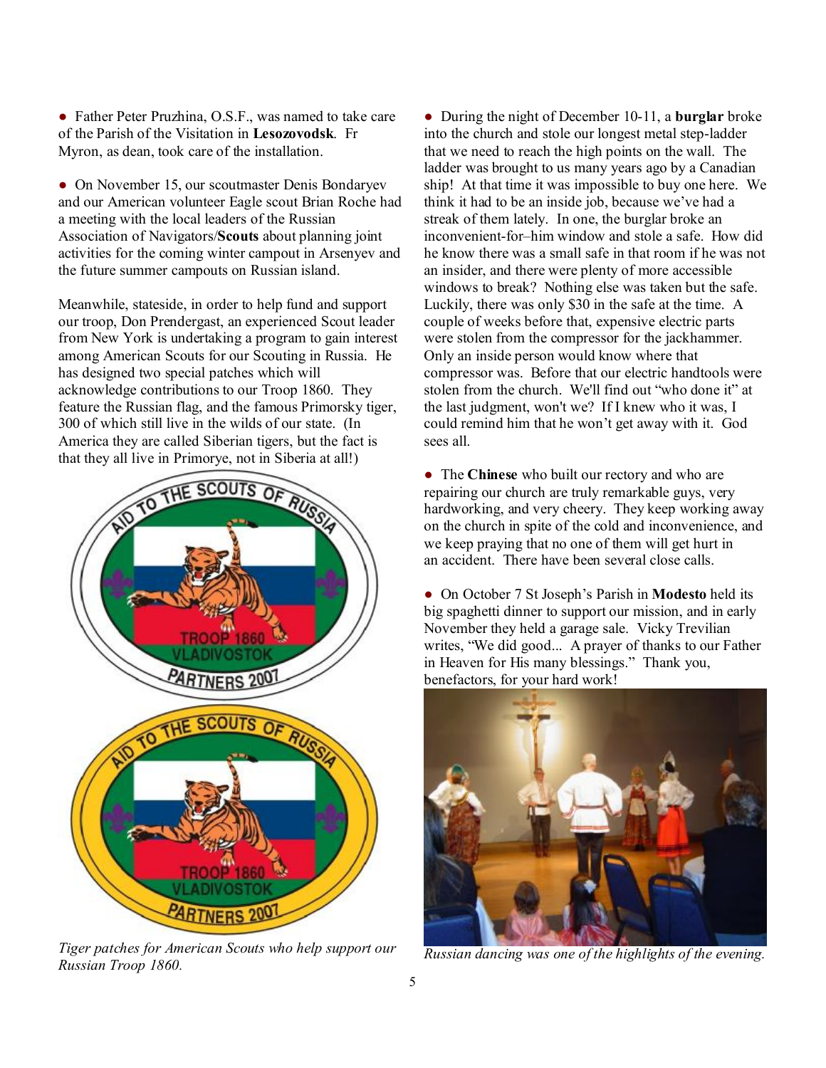● Father Peter Pruzhina, O.S.F., was named to take care of the Parish of the Visitation in **Lesozovodsk**. Fr Myron, as dean, took care of the installation.

● On November 15, our scoutmaster Denis Bondaryev and our American volunteer Eagle scout Brian Roche had a meeting with the local leaders of the Russian Association of Navigators/**Scouts** about planning joint activities for the coming winter campout in Arsenyev and the future summer campouts on Russian island.

Meanwhile, stateside, in order to help fund and support our troop, Don Prendergast, an experienced Scout leader from New York is undertaking a program to gain interest among American Scouts for our Scouting in Russia. He has designed two special patches which will acknowledge contributions to our Troop 1860. They feature the Russian flag, and the famous Primorsky tiger, 300 of which still live in the wilds of our state. (In America they are called Siberian tigers, but the fact is that they all live in Primorye, not in Siberia at all!)

*Tiger patches for American Scouts who help support our Russian Troop 1860.*

● During the night of December 10-11, a **burglar** broke into the church and stole our longest metal step-ladder that we need to reach the high points on the wall. The ladder was brought to us many years ago by a Canadian ship! At that time it was impossible to buy one here. We think it had to be an inside job, because we've had a streak of them lately. In one, the burglar broke an inconvenient-for–him window and stole a safe. How did he know there was a small safe in that room if he was not an insider, and there were plenty of more accessible windows to break? Nothing else was taken but the safe. Luckily, there was only $30 in the safe at the time. A couple of weeks before that, expensive electric parts were stolen from the compressor for the jackhammer. Only an inside person would know where that compressor was. Before that our electric handtools were stolen from the church. We'll find out "who done it" at the last judgment, won't we? If I knew who it was, I could remind him that he won't get away with it. God sees all.

● The **Chinese** who built our rectory and who are repairing our church are truly remarkable guys, very hardworking, and very cheery. They keep working away on the church in spite of the cold and inconvenience, and we keep praying that no one of them will get hurt in an accident. There have been several close calls.

● On October 7 St Joseph's Parish in **Modesto** held its big spaghetti dinner to support our mission, and in early November they held a garage sale. Vicky Trevilian writes, "We did good... A prayer of thanks to our Father in Heaven for His many blessings." Thank you, benefactors, for your hard work!

*Russian dancing was one of the highlights of the evening.*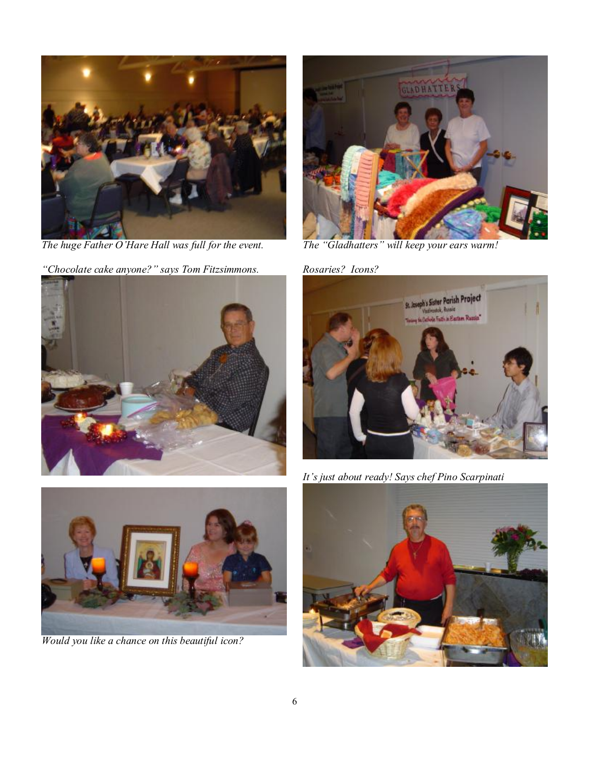*The huge Father O'Hare Hall was full for the event.*

*The "Gladhatters" will keep your ears warm!*

*"Chocolate cake anyone?" says Tom Fitzsimmons.*

*Rosaries? Icons?*

*It's just about ready! Says chef Pino Scarpinati*

*Would you like a chance on this beautiful icon?*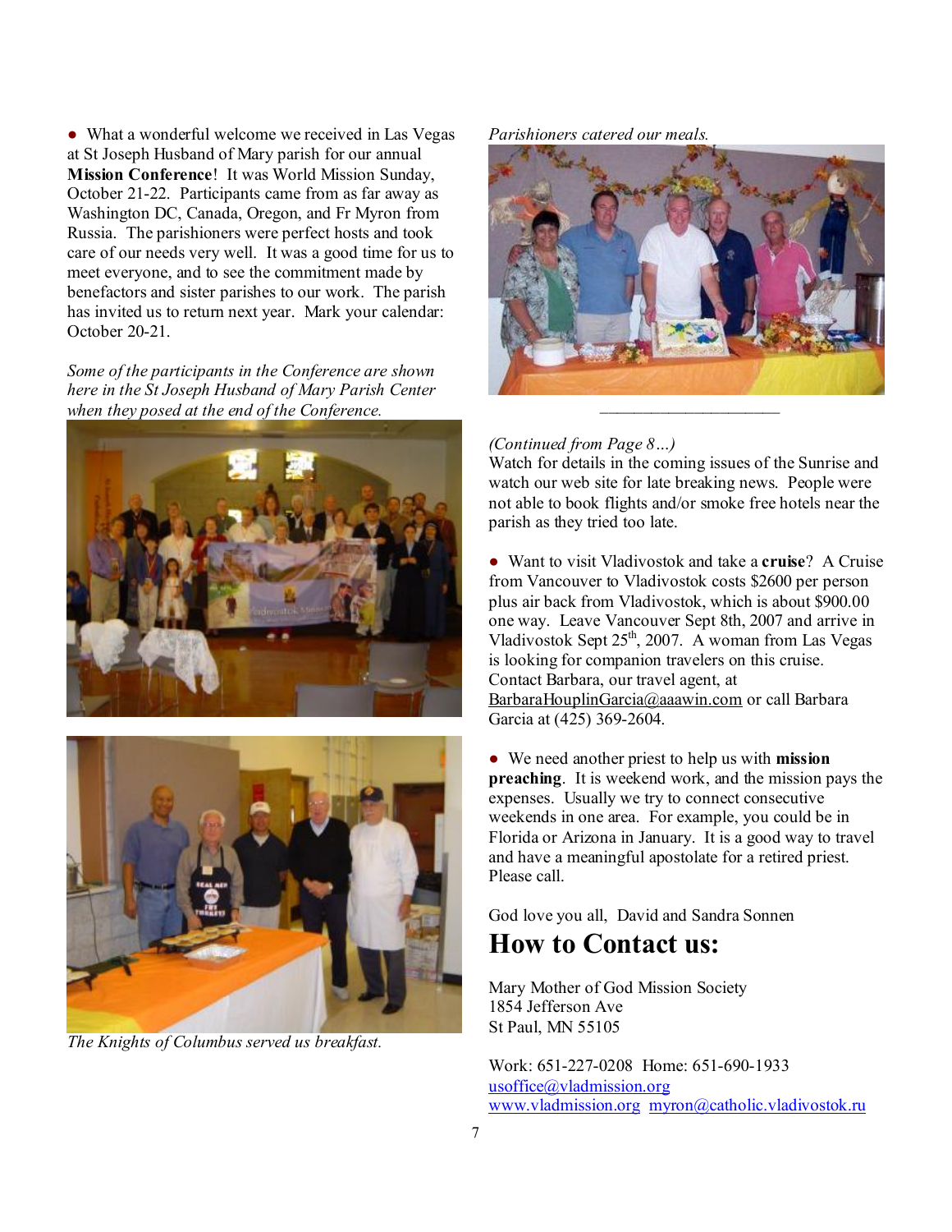● What a wonderful welcome we received in Las Vegas at St Joseph Husband of Mary parish for our annual **Mission Conference**! It was World Mission Sunday, October 21-22. Participants came from as far away as Washington DC, Canada, Oregon, and Fr Myron from Russia. The parishioners were perfect hosts and took care of our needs very well. It was a good time for us to meet everyone, and to see the commitment made by benefactors and sister parishes to our work. The parish has invited us to return next year. Mark your calendar: October 20-21.

*Some of the participants in the Conference are shown here in the St Joseph Husband of Mary Parish Center when they posed at the end of the Conference.*

*The Knights of Columbus served us breakfast.*

*Parishioners catered our meals.*

---

*(Continued from Page 8…)*
Watch for details in the coming issues of the Sunrise and watch our web site for late breaking news. People were not able to book flights and/or smoke free hotels near the parish as they tried too late.

● Want to visit Vladivostok and take a **cruise**? A Cruise from Vancouver to Vladivostok costs $2600 per person plus air back from Vladivostok, which is about $900.00 one way. Leave Vancouver Sept 8th, 2007 and arrive in Vladivostok Sept 25th, 2007. A woman from Las Vegas is looking for companion travelers on this cruise. Contact Barbara, our travel agent, at BarbaraHouplinGarcia@aaawin.com or call Barbara Garcia at (425) 369-2604.

● We need another priest to help us with **mission preaching**. It is weekend work, and the mission pays the expenses. Usually we try to connect consecutive weekends in one area. For example, you could be in Florida or Arizona in January. It is a good way to travel and have a meaningful apostolate for a retired priest. Please call.

God love you all, David and Sandra Sonnen

# How to Contact us:

Mary Mother of God Mission Society
1854 Jefferson Ave
St Paul, MN 55105

Work: 651-227-0208 Home: 651-690-1933
usoffice@vladmission.org
www.vladmission.org myron@catholic.vladivostok.ru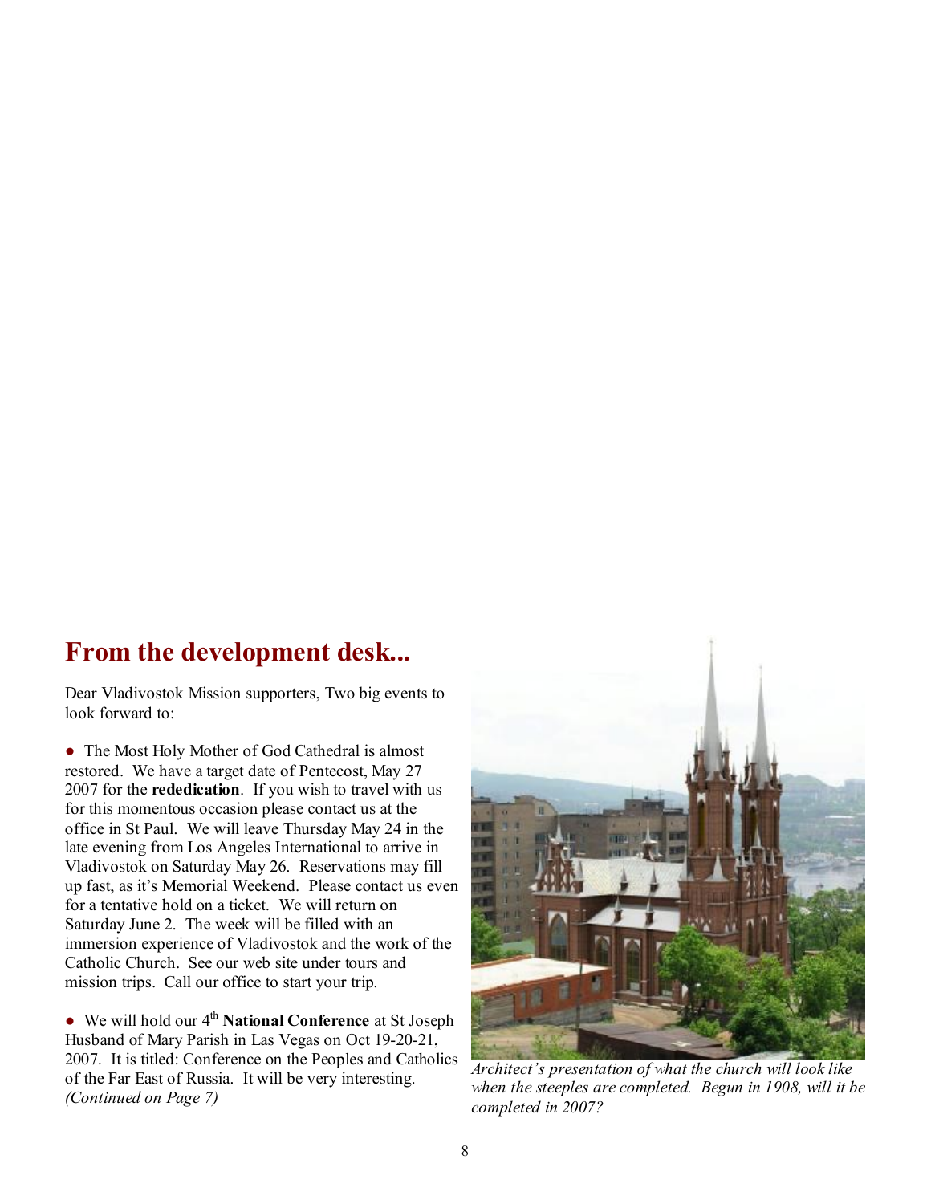# From the development desk...

Dear Vladivostok Mission supporters, Two big events to look forward to:

● The Most Holy Mother of God Cathedral is almost restored. We have a target date of Pentecost, May 27 2007 for the **rededication**. If you wish to travel with us for this momentous occasion please contact us at the office in St Paul. We will leave Thursday May 24 in the late evening from Los Angeles International to arrive in Vladivostok on Saturday May 26. Reservations may fill up fast, as it's Memorial Weekend. Please contact us even for a tentative hold on a ticket. We will return on Saturday June 2. The week will be filled with an immersion experience of Vladivostok and the work of the Catholic Church. See our web site under tours and mission trips. Call our office to start your trip.

● We will hold our 4th **National Conference** at St Joseph Husband of Mary Parish in Las Vegas on Oct 19-20-21, 2007. It is titled: Conference on the Peoples and Catholics of the Far East of Russia. It will be very interesting. *(Continued on Page 7)*

*Architect's presentation of what the church will look like when the steeples are completed. Begun in 1908, will it be completed in 2007?*